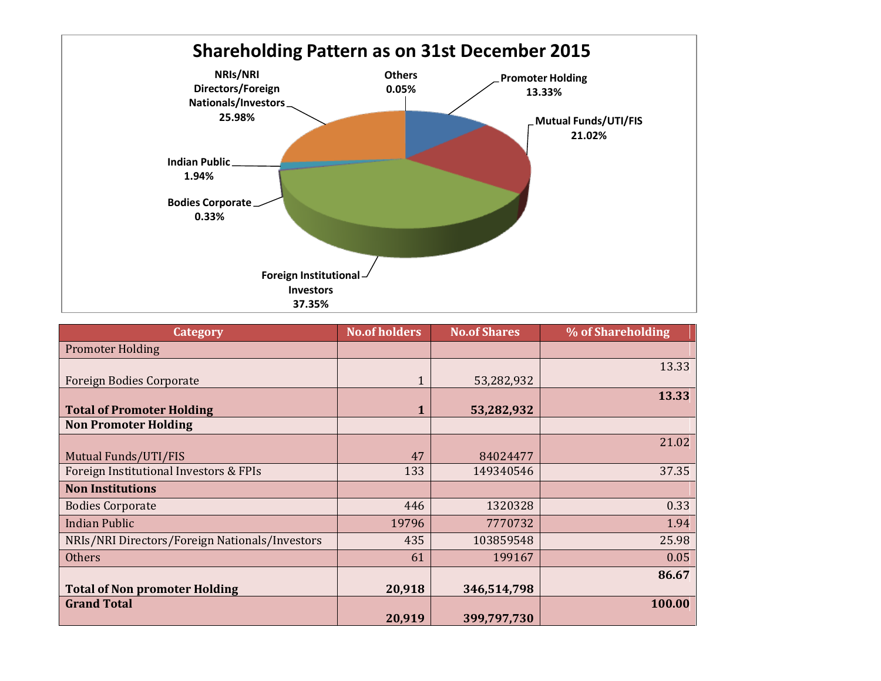## Shareholding Pattern as on 31st December 2015

| Category | No.of holders | No.of Shares | % of Shareholding |
|---|---|---|---|
| Promoter Holding | | | |
| Foreign Bodies Corporate | 1 | 53,282,932 | 13.33 |
| **Total of Promoter Holding** | **1** | **53,282,932** | **13.33** |
| **Non Promoter Holding** | | | |
| Mutual Funds/UTI/FIS | 47 | 84024477 | 21.02 |
| Foreign Institutional Investors & FPIs | 133 | 149340546 | 37.35 |
| **Non Institutions** | | | |
| Bodies Corporate | 446 | 1320328 | 0.33 |
| Indian Public | 19796 | 7770732 | 1.94 |
| NRIs/NRI Directors/Foreign Nationals/Investors | 435 | 103859548 | 25.98 |
| Others | 61 | 199167 | 0.05 |
| **Total of Non promoter Holding** | **20,918** | **346,514,798** | **86.67** |
| **Grand Total** | **20,919** | **399,797,730** | **100.00** |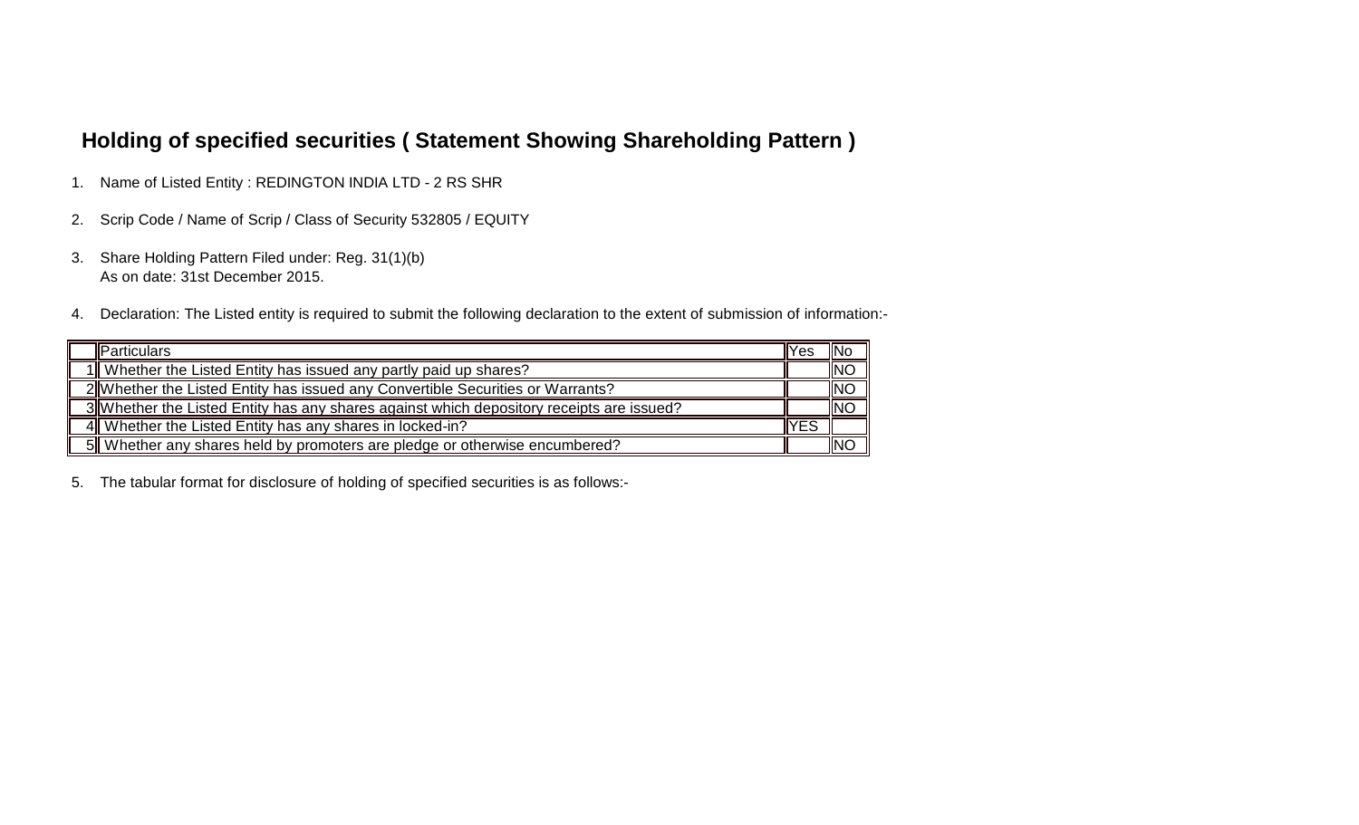## Holding of specified securities ( Statement Showing Shareholding Pattern )

1. Name of Listed Entity : REDINGTON INDIA LTD - 2 RS SHR

2. Scrip Code / Name of Scrip / Class of Security 532805 / EQUITY

3. Share Holding Pattern Filed under: Reg. 31(1)(b)
   As on date: 31st December 2015.

4. Declaration: The Listed entity is required to submit the following declaration to the extent of submission of information:-

| | Particulars | Yes | No |
|---|---|---|---|
| 1 | Whether the Listed Entity has issued any partly paid up shares? | | NO |
| 2 | Whether the Listed Entity has issued any Convertible Securities or Warrants? | | NO |
| 3 | Whether the Listed Entity has any shares against which depository receipts are issued? | | NO |
| 4 | Whether the Listed Entity has any shares in locked-in? | YES | |
| 5 | Whether any shares held by promoters are pledge or otherwise encumbered? | | NO |

5. The tabular format for disclosure of holding of specified securities is as follows:-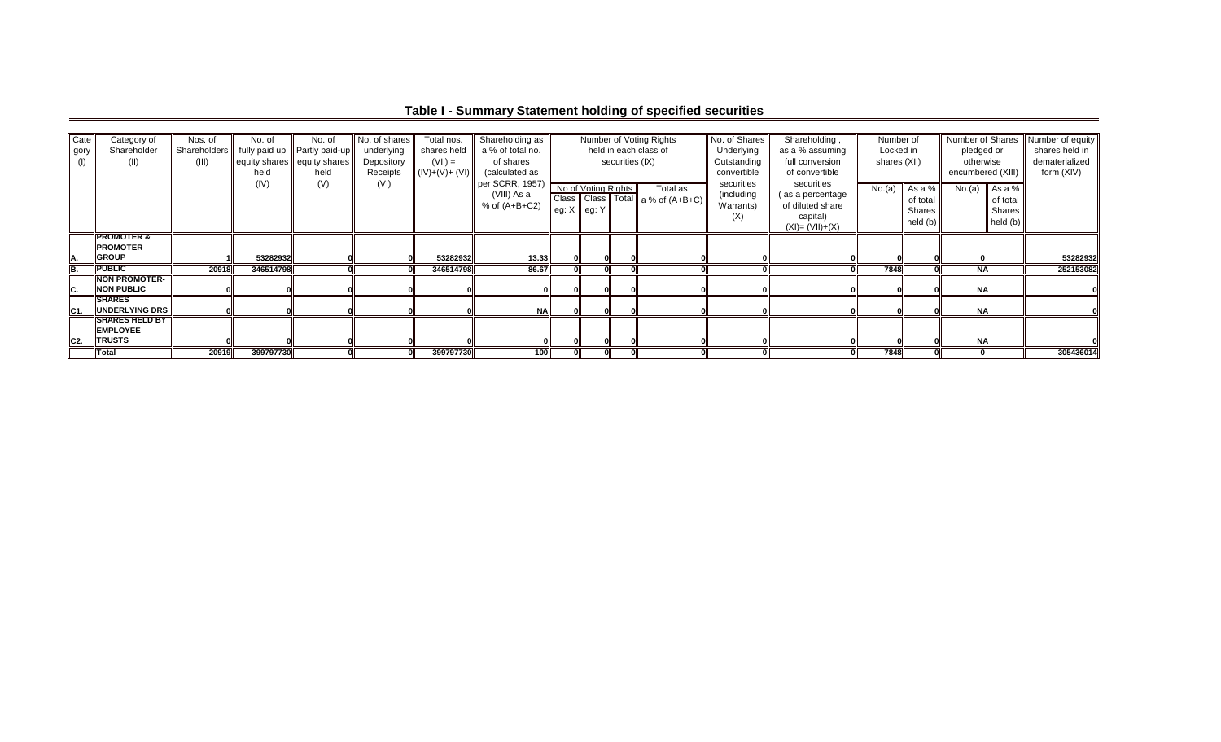## Table I - Summary Statement holding of specified securities

| Category (I) | Category of Shareholder (II) | Nos. of Shareholders (III) | No. of fully paid up equity shares held (IV) | No. of Partly paid-up equity shares held (V) | No. of shares underlying Depository Receipts (VI) | Total nos. shares held (VII) = (IV)+(V)+ (VI) | Shareholding as a % of total no. of shares (calculated as per SCRR, 1957) (VIII) As a % of (A+B+C2) | Number of Voting Rights held in each class of securities (IX) | | | | No. of Shares Underlying Outstanding convertible securities (including Warrants) (X) | Shareholding, as a % assuming full conversion of convertible securities ( as a percentage of diluted share capital) (XI)= (VII)+(X) | Number of Locked in shares (XII) | | Number of Shares pledged or otherwise encumbered (XIII) | | Number of equity shares held in dematerialized form (XIV) |
|---|---|---|---|---|---|---|---|---|---|---|---|---|---|---|---|---|---|---|
| | | | | | | | | No of Voting Rights | | | Total as a % of (A+B+C) | | | No.(a) | As a % of total Shares held (b) | No.(a) | As a % of total Shares held (b) | |
| | | | | | | | | Class eg: X | Class eg: Y | Total | | | | | | | | |
| A. | PROMOTER & PROMOTER GROUP | 1 | 53282932 | 0 | 0 | 53282932 | 13.33 | 0 | 0 | 0 | 0 | 0 | 0 | 0 | 0 | 0 | | 53282932 |
| B. | PUBLIC | 20918 | 346514798 | 0 | 0 | 346514798 | 86.67 | 0 | 0 | 0 | 0 | 0 | 0 | 7848 | 0 | NA | | 252153082 |
| C. | NON PROMOTER-NON PUBLIC | 0 | 0 | 0 | 0 | 0 | 0 | 0 | 0 | 0 | 0 | 0 | 0 | 0 | 0 | NA | | 0 |
| C1. | SHARES UNDERLYING DRS | 0 | 0 | 0 | 0 | 0 | NA | 0 | 0 | 0 | 0 | 0 | 0 | 0 | 0 | NA | | 0 |
| C2. | SHARES HELD BY EMPLOYEE TRUSTS | 0 | 0 | 0 | 0 | 0 | 0 | 0 | 0 | 0 | 0 | 0 | 0 | 0 | 0 | NA | | 0 |
| | Total | 20919 | 399797730 | 0 | 0 | 399797730 | 100 | 0 | 0 | 0 | 0 | 0 | 0 | 7848 | 0 | 0 | | 305436014 |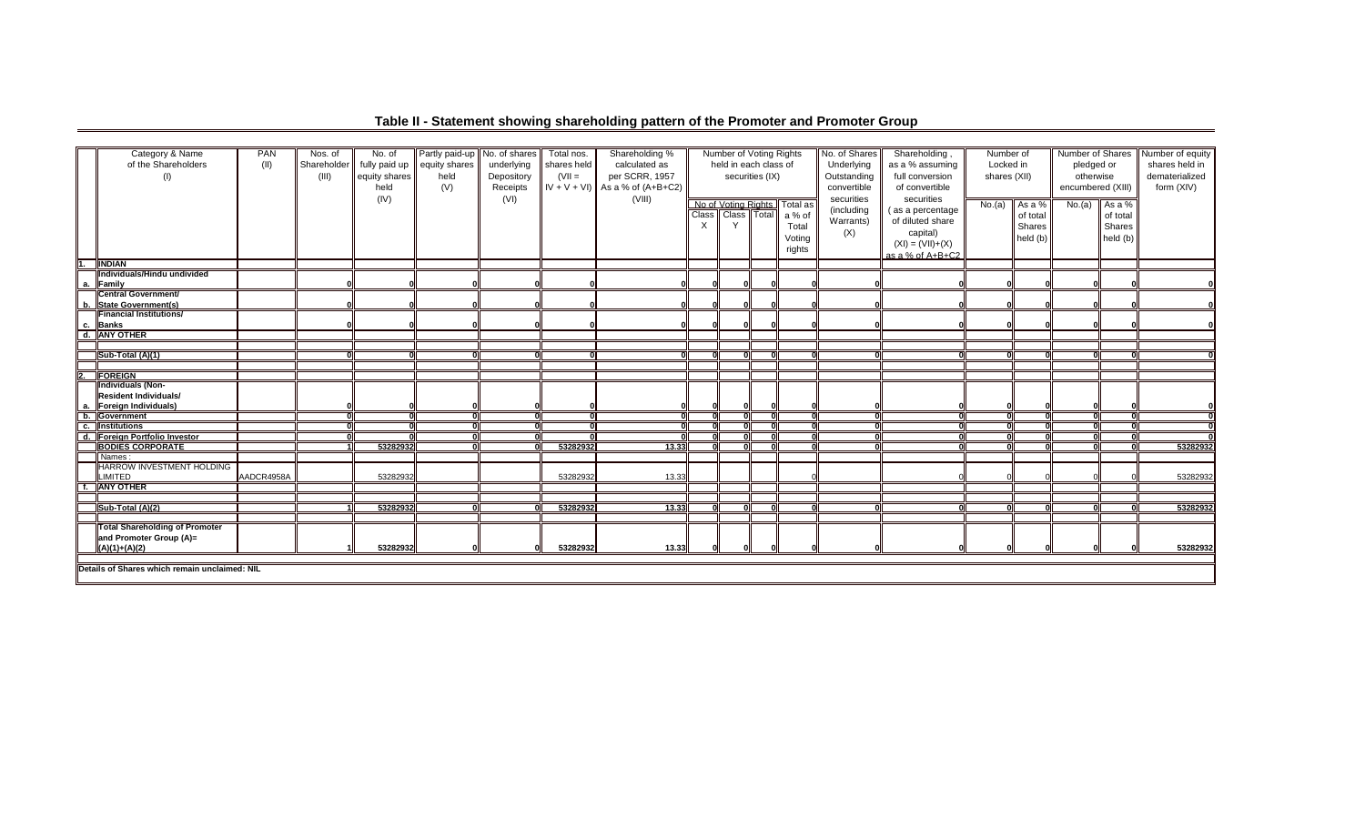# Table II - Statement showing shareholding pattern of the Promoter and Promoter Group

| | Category & Name of the Shareholders (I) | PAN (II) | Nos. of Shareholder (III) | No. of fully paid up equity shares held (IV) | Partly paid-up equity shares held (V) | No. of shares underlying Depository Receipts (VI) | Total nos. shares held (VII = IV + V + VI) | Shareholding % calculated as per SCRR, 1957 As a % of (A+B+C2) (VIII) | Number of Voting Rights held in each class of securities (IX) | | | | No. of Shares Underlying Outstanding convertible securities (including Warrants) (X) | Shareholding , as a % assuming full conversion of convertible securities ( as a percentage of diluted share capital) (XI) = (VII)+(X) as a % of A+B+C2 | Number of Locked in shares (XII) | | Number of Shares pledged or otherwise encumbered (XIII) | | Number of equity shares held in dematerialized form (XIV) |
|---|---|---|---|---|---|---|---|---|---|---|---|---|---|---|---|---|---|---|---|
| | | | | | | | | | No of Voting Rights | | | Total as a % of Total Voting rights | | | No.(a) | As a % of total Shares held (b) | No.(a) | As a % of total Shares held (b) | |
| | | | | | | | | | Class X | Class Y | Total | | | | | | | | |
| 1. | **INDIAN** | | | | | | | | | | | | | | | | | | |
| a. | **Individuals/Hindu undivided Family** | | 0 | 0 | 0 | 0 | 0 | 0 | 0 | 0 | 0 | 0 | 0 | 0 | 0 | 0 | 0 | 0 | 0 |
| b. | **Central Government/ State Government(s)** | | 0 | 0 | 0 | 0 | 0 | 0 | 0 | 0 | 0 | 0 | 0 | 0 | 0 | 0 | 0 | 0 | 0 |
| c. | **Financial Institutions/ Banks** | | 0 | 0 | 0 | 0 | 0 | 0 | 0 | 0 | 0 | 0 | 0 | 0 | 0 | 0 | 0 | 0 | 0 |
| d. | **ANY OTHER** | | | | | | | | | | | | | | | | | | |
| | **Sub-Total (A)(1)** | | 0 | 0 | 0 | 0 | 0 | 0 | 0 | 0 | 0 | 0 | 0 | 0 | 0 | 0 | 0 | 0 | 0 |
| 2. | **FOREIGN** | | | | | | | | | | | | | | | | | | |
| a. | **Individuals (Non-Resident Individuals/ Foreign Individuals)** | | 0 | 0 | 0 | 0 | 0 | 0 | 0 | 0 | 0 | 0 | 0 | 0 | 0 | 0 | 0 | 0 | 0 |
| b. | **Government** | | 0 | 0 | 0 | 0 | 0 | 0 | 0 | 0 | 0 | 0 | 0 | 0 | 0 | 0 | 0 | 0 | 0 |
| c. | **Institutions** | | 0 | 0 | 0 | 0 | 0 | 0 | 0 | 0 | 0 | 0 | 0 | 0 | 0 | 0 | 0 | 0 | 0 |
| d. | **Foreign Portfolio Investor** | | 0 | 0 | 0 | 0 | 0 | 0 | 0 | 0 | 0 | 0 | 0 | 0 | 0 | 0 | 0 | 0 | 0 |
| e. | **BODIES CORPORATE** | | 1 | 53282932 | 0 | 0 | 53282932 | 13.33 | 0 | 0 | 0 | 0 | 0 | 0 | 0 | 0 | 0 | 0 | 53282932 |
| | Names : | | | | | | | | | | | | | | | | | | |
| | HARROW INVESTMENT HOLDING LIMITED | AADCR4958A | | 53282932 | | | 53282932 | 13.33 | | | | 0 | | 0 | 0 | 0 | 0 | 0 | 53282932 |
| f. | **ANY OTHER** | | | | | | | | | | | | | | | | | | |
| | **Sub-Total (A)(2)** | | 1 | 53282932 | 0 | 0 | 53282932 | 13.33 | 0 | 0 | 0 | 0 | 0 | 0 | 0 | 0 | 0 | 0 | 53282932 |
| | **Total Shareholding of Promoter and Promoter Group (A)= (A)(1)+(A)(2)** | | 1 | 53282932 | 0 | 0 | 53282932 | 13.33 | 0 | 0 | 0 | 0 | 0 | 0 | 0 | 0 | 0 | 0 | 53282932 |

Details of Shares which remain unclaimed: NIL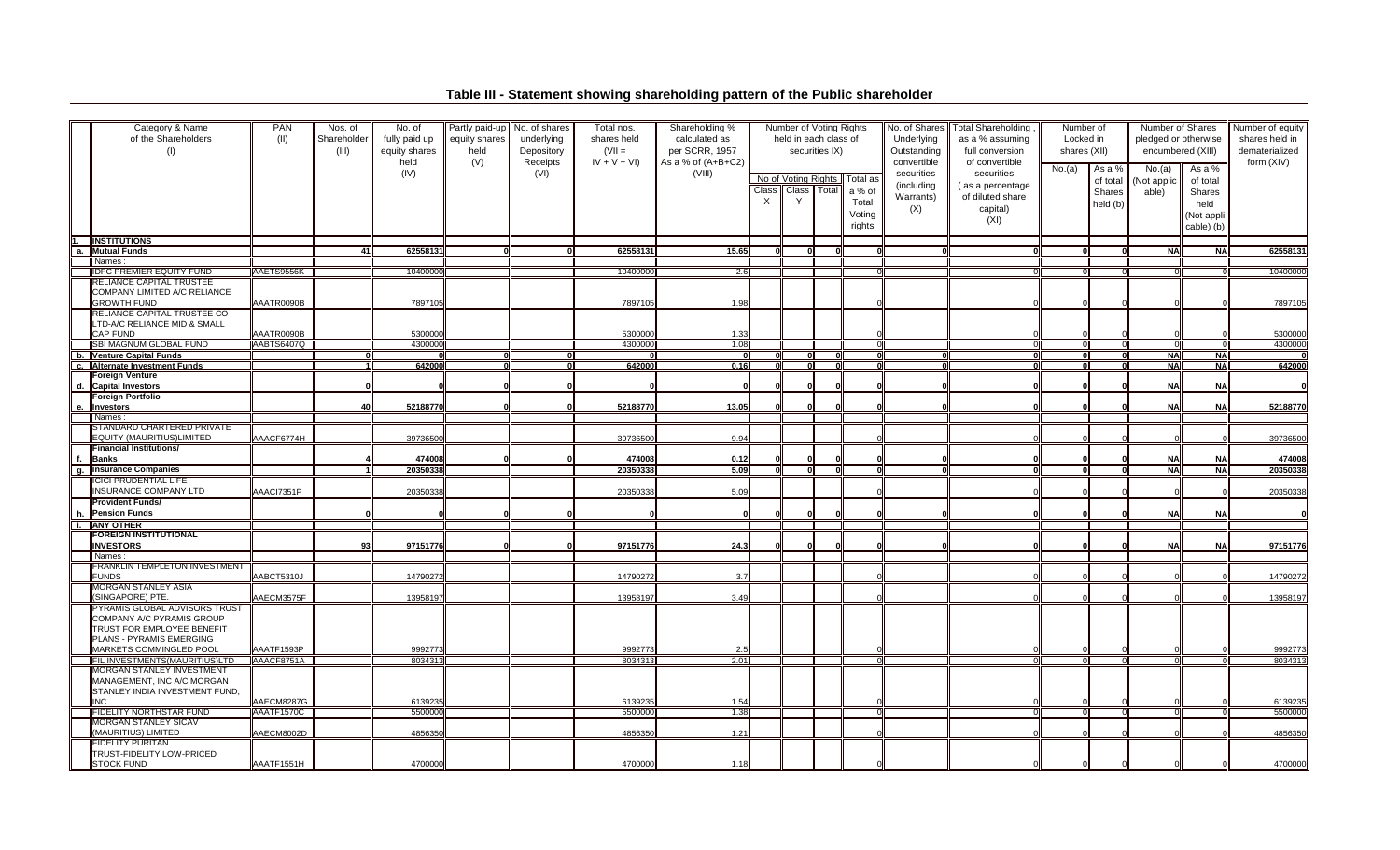# Table III - Statement showing shareholding pattern of the Public shareholder

| | Category & Name of the Shareholders (I) | PAN (II) | Nos. of Shareholder (III) | No. of fully paid up equity shares held (IV) | Partly paid-up equity shares held (V) | No. of shares underlying Depository Receipts (VI) | Total nos. shares held (VII = IV + V + VI) | Shareholding % calculated as per SCRR, 1957 As a % of (A+B+C2) (VIII) | Number of Voting Rights held in each class of securities IX) | | | | No. of Shares Underlying Outstanding convertible securities (including Warrants) (X) | Total Shareholding , as a % assuming full conversion of convertible securities ( as a percentage of diluted share capital) (XI) | Number of Locked in shares (XII) | | Number of Shares pledged or otherwise encumbered (XIII) | | Number of equity shares held in dematerialized form (XIV) |
|---|---|---|---|---|---|---|---|---|---|---|---|---|---|---|---|---|---|---|---|
| | | | | | | | | | No of Voting Rights | | | Total as a % of Total Voting rights | | | No.(a) | As a % of total Shares held (b) | No.(a) (Not applicable) | As a % of total Shares held (Not applicable) (b) | |
| | | | | | | | | | Class X | Class Y | Total | | | | | | | | |
| 1. | **INSTITUTIONS** | | | | | | | | | | | | | | | | | | |
| a. | **Mutual Funds** | | 41 | 62558131 | 0 | 0 | 62558131 | 15.65 | 0 | 0 | 0 | 0 | 0 | 0 | 0 | 0 | NA | NA | 62558131 |
| | Names : | | | | | | | | | | | | | | | | | | |
| | IDFC PREMIER EQUITY FUND | AAETS9556K | | 10400000 | | | 10400000 | 2.6 | | | | 0 | | 0 | 0 | 0 | 0 | 0 | 10400000 |
| | RELIANCE CAPITAL TRUSTEE COMPANY LIMITED A/C RELIANCE GROWTH FUND | AAATR0090B | | 7897105 | | | 7897105 | 1.98 | | | | 0 | | 0 | 0 | 0 | 0 | 0 | 7897105 |
| | RELIANCE CAPITAL TRUSTEE CO LTD-A/C RELIANCE MID & SMALL CAP FUND | AAATR0090B | | 5300000 | | | 5300000 | 1.33 | | | | 0 | | 0 | 0 | 0 | 0 | 0 | 5300000 |
| | SBI MAGNUM GLOBAL FUND | AABTS6407Q | | 4300000 | | | 4300000 | 1.08 | | | | 0 | | 0 | 0 | 0 | 0 | 0 | 4300000 |
| b. | **Venture Capital Funds** | | 0 | 0 | 0 | 0 | 0 | 0 | 0 | 0 | 0 | 0 | 0 | 0 | 0 | 0 | NA | NA | 0 |
| c. | **Alternate Investment Funds** | | 1 | 642000 | 0 | 0 | 642000 | 0.16 | 0 | 0 | 0 | 0 | 0 | 0 | 0 | 0 | NA | NA | 642000 |
| d. | **Foreign Venture Capital Investors** | | 0 | 0 | 0 | 0 | 0 | 0 | 0 | 0 | 0 | 0 | 0 | 0 | 0 | 0 | NA | NA | 0 |
| e. | **Foreign Portfolio Investors** | | 40 | 52188770 | 0 | 0 | 52188770 | 13.05 | 0 | 0 | 0 | 0 | 0 | 0 | 0 | 0 | NA | NA | 52188770 |
| | Names : | | | | | | | | | | | | | | | | | | |
| | STANDARD CHARTERED PRIVATE EQUITY (MAURITIUS)LIMITED | AAACF6774H | | 39736500 | | | 39736500 | 9.94 | | | | 0 | | 0 | 0 | 0 | 0 | 0 | 39736500 |
| f. | **Financial Institutions/ Banks** | | 4 | 474008 | 0 | 0 | 474008 | 0.12 | 0 | 0 | 0 | 0 | 0 | 0 | 0 | 0 | NA | NA | 474008 |
| g. | **Insurance Companies** | | 1 | 20350338 | 0 | 0 | 20350338 | 5.09 | 0 | 0 | 0 | 0 | 0 | 0 | 0 | 0 | NA | NA | 20350338 |
| | ICICI PRUDENTIAL LIFE INSURANCE COMPANY LTD | AAACI7351P | | 20350338 | | | 20350338 | 5.09 | | | | 0 | | 0 | 0 | 0 | 0 | 0 | 20350338 |
| h. | **Provident Funds/ Pension Funds** | | 0 | 0 | 0 | 0 | 0 | 0 | 0 | 0 | 0 | 0 | 0 | 0 | 0 | 0 | NA | NA | 0 |
| i. | **ANY OTHER** | | | | | | | | | | | | | | | | | | |
| | **FOREIGN INSTITUTIONAL INVESTORS** | | 93 | 97151776 | 0 | 0 | 97151776 | 24.3 | 0 | 0 | 0 | 0 | 0 | 0 | 0 | 0 | NA | NA | 97151776 |
| | Names : | | | | | | | | | | | | | | | | | | |
| | FRANKLIN TEMPLETON INVESTMENT FUNDS | AABCT5310J | | 14790272 | | | 14790272 | 3.7 | | | | 0 | | 0 | 0 | 0 | 0 | 0 | 14790272 |
| | MORGAN STANLEY ASIA (SINGAPORE) PTE. | AAECM3575F | | 13958197 | | | 13958197 | 3.49 | | | | 0 | | 0 | 0 | 0 | 0 | 0 | 13958197 |
| | PYRAMIS GLOBAL ADVISORS TRUST COMPANY A/C PYRAMIS GROUP TRUST FOR EMPLOYEE BENEFIT PLANS - PYRAMIS EMERGING MARKETS COMMINGLED POOL | AAATF1593P | | 9992773 | | | 9992773 | 2.5 | | | | 0 | | 0 | 0 | 0 | 0 | 0 | 9992773 |
| | FIL INVESTMENTS(MAURITIUS)LTD | AAACF8751A | | 8034313 | | | 8034313 | 2.01 | | | | 0 | | 0 | 0 | 0 | 0 | 0 | 8034313 |
| | MORGAN STANLEY INVESTMENT MANAGEMENT, INC A/C MORGAN STANLEY INDIA INVESTMENT FUND, INC. | AAECM8287G | | 6139235 | | | 6139235 | 1.54 | | | | 0 | | 0 | 0 | 0 | 0 | 0 | 6139235 |
| | FIDELITY NORTHSTAR FUND | AAATF1570C | | 5500000 | | | 5500000 | 1.38 | | | | 0 | | 0 | 0 | 0 | 0 | 0 | 5500000 |
| | MORGAN STANLEY SICAV (MAURITIUS) LIMITED | AAECM8002D | | 4856350 | | | 4856350 | 1.21 | | | | 0 | | 0 | 0 | 0 | 0 | 0 | 4856350 |
| | FIDELITY PURITAN TRUST-FIDELITY LOW-PRICED STOCK FUND | AAATF1551H | | 4700000 | | | 4700000 | 1.18 | | | | 0 | | 0 | 0 | 0 | 0 | 0 | 4700000 |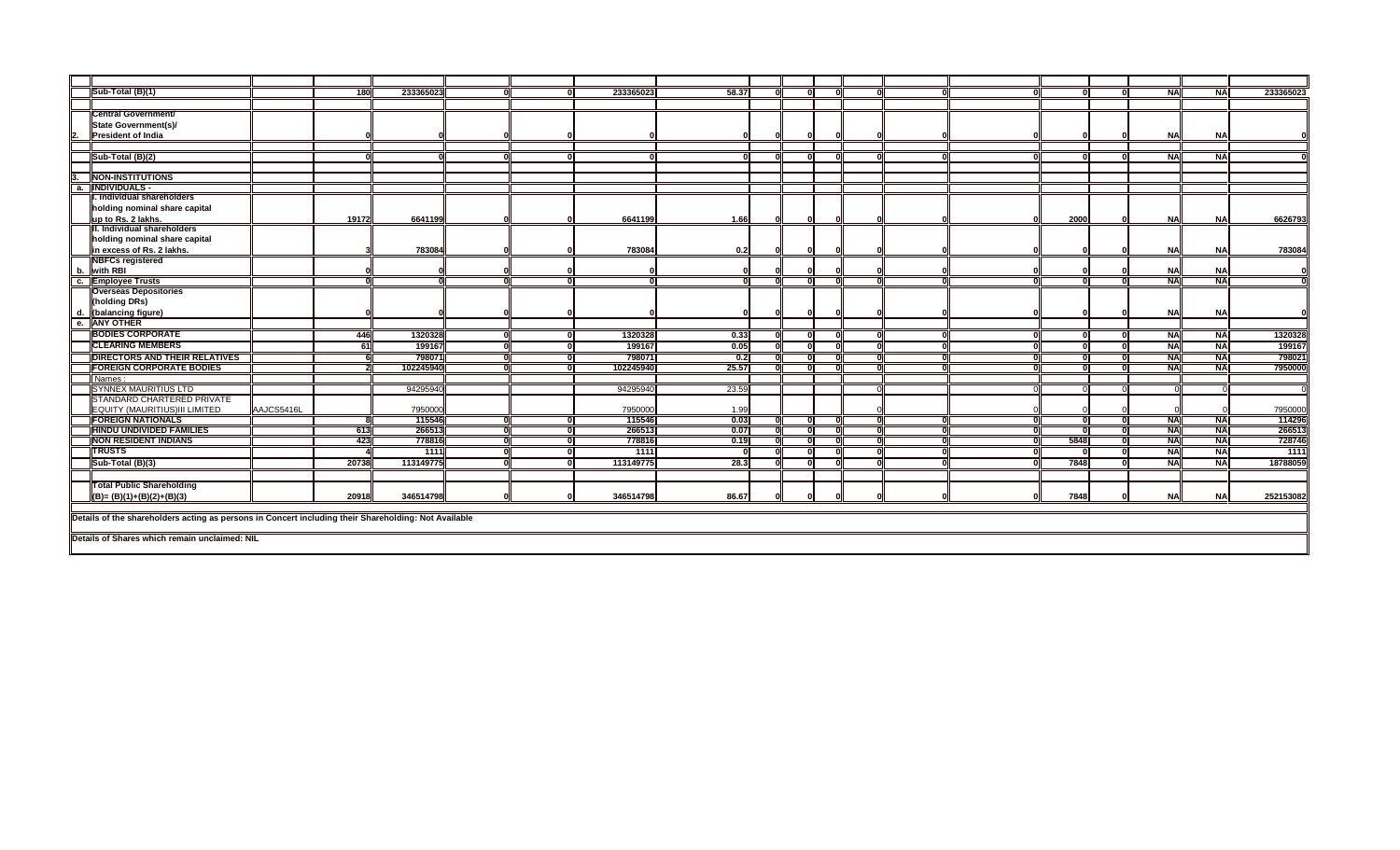| | | | | | | | | | | | | | | | | | | | |
|---|---|---|---|---|---|---|---|---|---|---|---|---|---|---|---|---|---|---|---|
| | Sub-Total (B)(1) | | 180 | 233365023 | 0 | 0 | 233365023 | 58.37 | 0 | 0 | 0 | 0 | 0 | 0 | 0 | 0 | NA | NA | 233365023 |
| 2. | Central Government/ State Government(s)/ President of India | | 0 | 0 | 0 | 0 | 0 | 0 | 0 | 0 | 0 | 0 | 0 | 0 | 0 | 0 | NA | NA | 0 |
| | Sub-Total (B)(2) | | 0 | 0 | 0 | 0 | 0 | 0 | 0 | 0 | 0 | 0 | 0 | 0 | 0 | 0 | NA | NA | 0 |
| 3. | NON-INSTITUTIONS | | | | | | | | | | | | | | | | | | |
| a. | INDIVIDUALS - | | | | | | | | | | | | | | | | | | |
| | I. Individual shareholders holding nominal share capital up to Rs. 2 lakhs. | | 19172 | 6641199 | 0 | 0 | 6641199 | 1.66 | 0 | 0 | 0 | 0 | 0 | 0 | 2000 | 0 | NA | NA | 6626793 |
| | II. Individual shareholders holding nominal share capital in excess of Rs. 2 lakhs. | | 3 | 783084 | 0 | 0 | 783084 | 0.2 | 0 | 0 | 0 | 0 | 0 | 0 | 0 | 0 | NA | NA | 783084 |
| b. | NBFCs registered with RBI | | 0 | 0 | 0 | 0 | 0 | 0 | 0 | 0 | 0 | 0 | 0 | 0 | 0 | 0 | NA | NA | 0 |
| c. | Employee Trusts | | 0 | 0 | 0 | 0 | 0 | 0 | 0 | 0 | 0 | 0 | 0 | 0 | 0 | 0 | NA | NA | 0 |
| d. | Overseas Depositories (holding DRs) (balancing figure) | | 0 | 0 | 0 | 0 | 0 | 0 | 0 | 0 | 0 | 0 | 0 | 0 | 0 | 0 | NA | NA | 0 |
| e. | ANY OTHER | | | | | | | | | | | | | | | | | | |
| | BODIES CORPORATE | | 446 | 1320328 | 0 | 0 | 1320328 | 0.33 | 0 | 0 | 0 | 0 | 0 | 0 | 0 | 0 | NA | NA | 1320328 |
| | CLEARING MEMBERS | | 61 | 199167 | 0 | 0 | 199167 | 0.05 | 0 | 0 | 0 | 0 | 0 | 0 | 0 | 0 | NA | NA | 199167 |
| | DIRECTORS AND THEIR RELATIVES | | 6 | 798071 | 0 | 0 | 798071 | 0.2 | 0 | 0 | 0 | 0 | 0 | 0 | 0 | 0 | NA | NA | 798021 |
| | FOREIGN CORPORATE BODIES | | 2 | 102245940 | 0 | 0 | 102245940 | 25.57 | 0 | 0 | 0 | 0 | 0 | 0 | 0 | 0 | NA | NA | 7950000 |
| | Names : | | | | | | | | | | | | | | | | | | |
| | SYNNEX MAURITIUS LTD | | | 94295940 | | | 94295940 | 23.59 | | | | 0 | 0 | 0 | 0 | 0 | 0 | | 0 |
| | STANDARD CHARTERED PRIVATE EQUITY (MAURITIUS)III LIMITED | AAJCS5416L | | 7950000 | | | 7950000 | 1.99 | | | | 0 | | 0 | 0 | 0 | 0 | | 7950000 |
| | FOREIGN NATIONALS | | 8 | 115546 | 0 | 0 | 115546 | 0.03 | 0 | 0 | 0 | 0 | 0 | 0 | 0 | 0 | NA | NA | 114296 |
| | HINDU UNDIVIDED FAMILIES | | 613 | 266513 | 0 | 0 | 266513 | 0.07 | 0 | 0 | 0 | 0 | 0 | 0 | 0 | 0 | NA | NA | 266513 |
| | NON RESIDENT INDIANS | | 423 | 778816 | 0 | 0 | 778816 | 0.19 | 0 | 0 | 0 | 0 | 0 | 0 | 5848 | 0 | NA | NA | 728746 |
| | TRUSTS | | 4 | 1111 | 0 | 0 | 1111 | 0 | 0 | 0 | 0 | 0 | 0 | 0 | 0 | 0 | NA | NA | 1111 |
| | Sub-Total (B)(3) | | 20738 | 113149775 | 0 | 0 | 113149775 | 28.3 | 0 | 0 | 0 | 0 | 0 | 0 | 7848 | 0 | NA | NA | 18788059 |
| | Total Public Shareholding (B)= (B)(1)+(B)(2)+(B)(3) | | 20918 | 346514798 | 0 | 0 | 346514798 | 86.67 | 0 | 0 | 0 | 0 | 0 | 0 | 7848 | 0 | NA | NA | 252153082 |

**Details of the shareholders acting as persons in Concert including their Shareholding: Not Available**

**Details of Shares which remain unclaimed: NIL**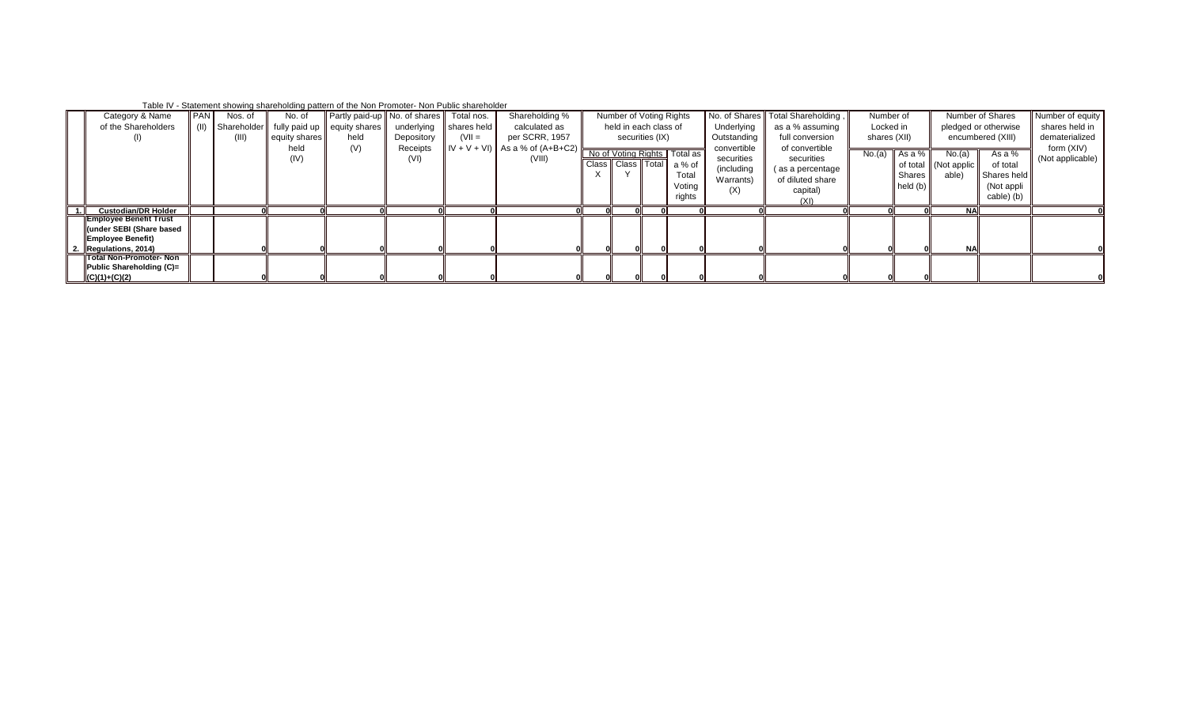Table IV - Statement showing shareholding pattern of the Non Promoter- Non Public shareholder

| | Category & Name of the Shareholders (I) | PAN (II) | Nos. of Shareholder (III) | No. of fully paid up equity shares held (IV) | Partly paid-up equity shares held (V) | No. of shares underlying Depository Receipts (VI) | Total nos. shares held (VII = IV + V + VI) | Shareholding % calculated as per SCRR, 1957 As a % of (A+B+C2) (VIII) | Number of Voting Rights held in each class of securities (IX) | | | | No. of Shares Underlying Outstanding convertible securities (including Warrants) (X) | Total Shareholding , as a % assuming full conversion of convertible securities ( as a percentage of diluted share capital) (XI) | Number of Locked in shares (XII) | | Number of Shares pledged or otherwise encumbered (XIII) | | Number of equity shares held in dematerialized form (XIV) (Not applicable) |
|---|---|---|---|---|---|---|---|---|---|---|---|---|---|---|---|---|---|---|---|
| | | | | | | | | | No of Voting Rights | | | Total as a % of Total Voting rights | | | No.(a) | As a % of total Shares held (b) | No.(a) (Not applicable) | As a % of total Shares held (Not applicable) (b) | |
| | | | | | | | | | Class X | Class Y | Total | | | | | | | | |
| 1. | **Custodian/DR Holder** | | 0 | 0 | 0 | 0 | 0 | 0 | 0 | 0 | 0 | 0 | 0 | 0 | 0 | 0 | NA | | 0 |
| 2. | **Employee Benefit Trust (under SEBI (Share based Employee Benefit) Regulations, 2014)** | | 0 | 0 | 0 | 0 | 0 | 0 | 0 | 0 | 0 | 0 | 0 | 0 | 0 | 0 | NA | | 0 |
| | **Total Non-Promoter- Non Public Shareholding (C)= (C)(1)+(C)(2)** | | 0 | 0 | 0 | 0 | 0 | 0 | 0 | 0 | 0 | 0 | 0 | 0 | 0 | 0 | | | 0 |